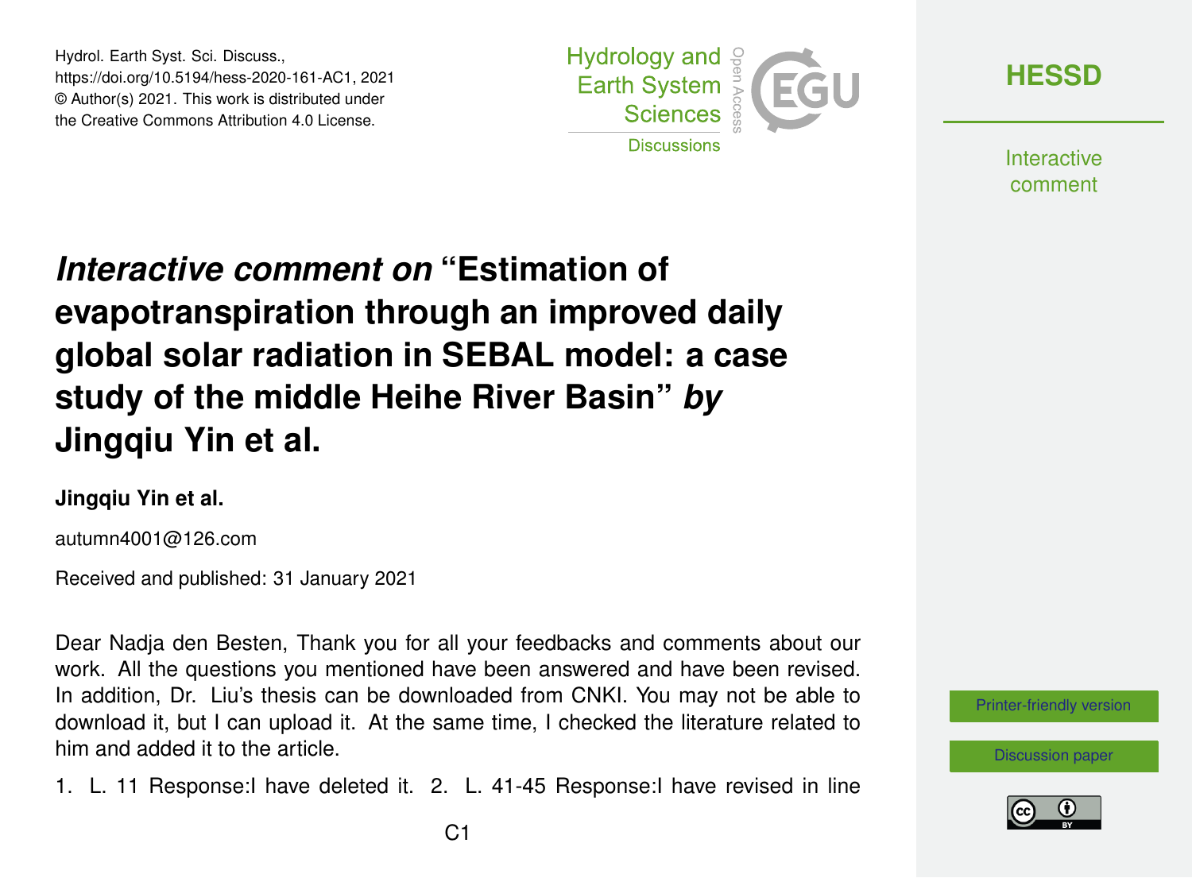# *Interactive comment on* "Estimation of evapotranspiration through an improved daily global solar radiation in SEBAL model: a case study of the middle Heihe River Basin" *by* Jingqiu Yin et al.

**Jingqiu Yin et al.**

autumn4001@126.com

Received and published: 31 January 2021

Dear Nadja den Besten, Thank you for all your feedbacks and comments about our work. All the questions you mentioned have been answered and have been revised. In addition, Dr. Liu's thesis can be downloaded from CNKI. You may not be able to download it, but I can upload it. At the same time, I checked the literature related to him and added it to the article.

1. L. 11 Response:I have deleted it. 2. L. 41-45 Response:I have revised in line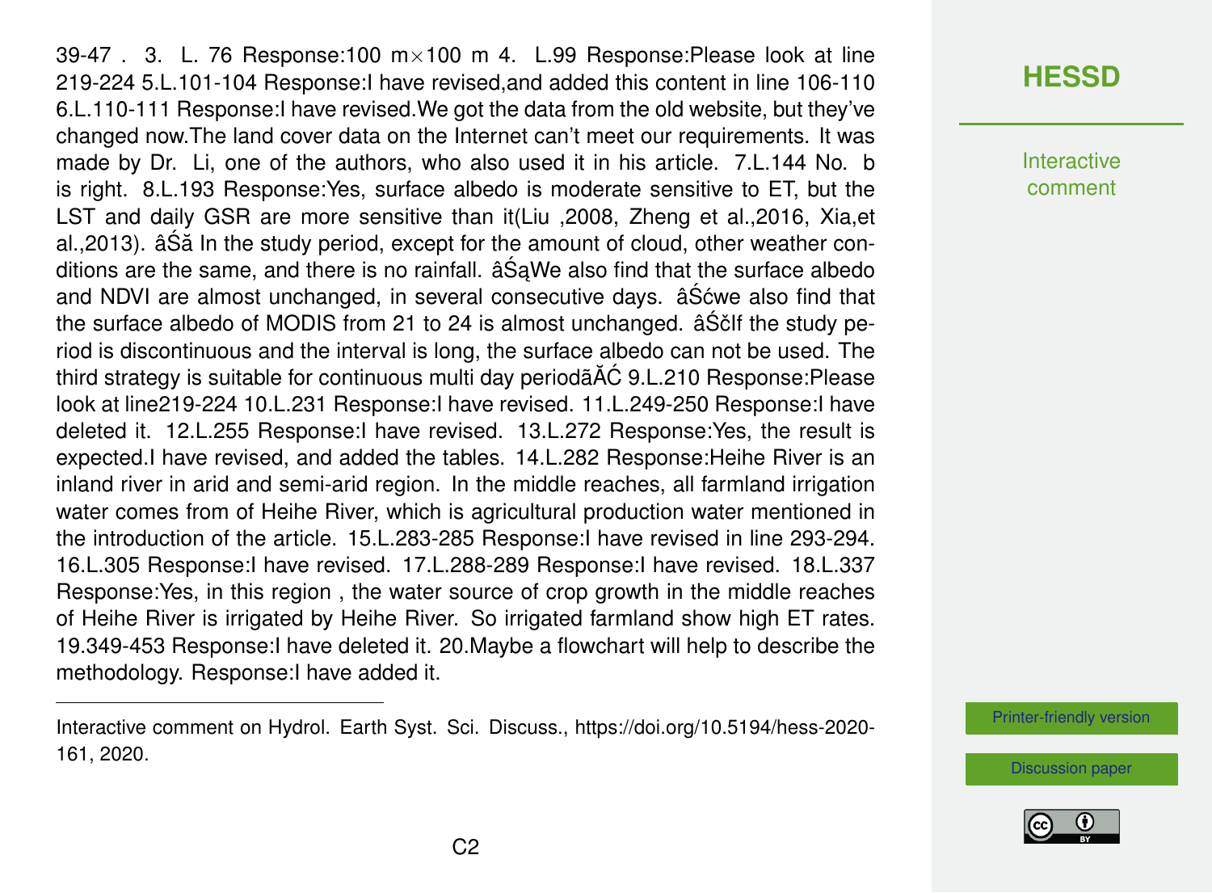39-47 . 3. L. 76 Response:100 m×100 m 4. L.99 Response:Please look at line 219-224 5.L.101-104 Response:I have revised,and added this content in line 106-110 6.L.110-111 Response:I have revised.We got the data from the old website, but they've changed now.The land cover data on the Internet can't meet our requirements. It was made by Dr. Li, one of the authors, who also used it in his article. 7.L.144 No. b is right. 8.L.193 Response:Yes, surface albedo is moderate sensitive to ET, but the LST and daily GSR are more sensitive than it(Liu ,2008, Zheng et al.,2016, Xia,et al.,2013). âŚă In the study period, except for the amount of cloud, other weather conditions are the same, and there is no rainfall. âŚąWe also find that the surface albedo and NDVI are almost unchanged, in several consecutive days. âŚćwe also find that the surface albedo of MODIS from 21 to 24 is almost unchanged. âŚčIf the study period is discontinuous and the interval is long, the surface albedo can not be used. The third strategy is suitable for continuous multi day periodãĂĆ 9.L.210 Response:Please look at line219-224 10.L.231 Response:I have revised. 11.L.249-250 Response:I have deleted it. 12.L.255 Response:I have revised. 13.L.272 Response:Yes, the result is expected.I have revised, and added the tables. 14.L.282 Response:Heihe River is an inland river in arid and semi-arid region. In the middle reaches, all farmland irrigation water comes from of Heihe River, which is agricultural production water mentioned in the introduction of the article. 15.L.283-285 Response:I have revised in line 293-294. 16.L.305 Response:I have revised. 17.L.288-289 Response:I have revised. 18.L.337 Response:Yes, in this region , the water source of crop growth in the middle reaches of Heihe River is irrigated by Heihe River. So irrigated farmland show high ET rates. 19.349-453 Response:I have deleted it. 20.Maybe a flowchart will help to describe the methodology. Response:I have added it.

---

Interactive comment on Hydrol. Earth Syst. Sci. Discuss., https://doi.org/10.5194/hess-2020-161, 2020.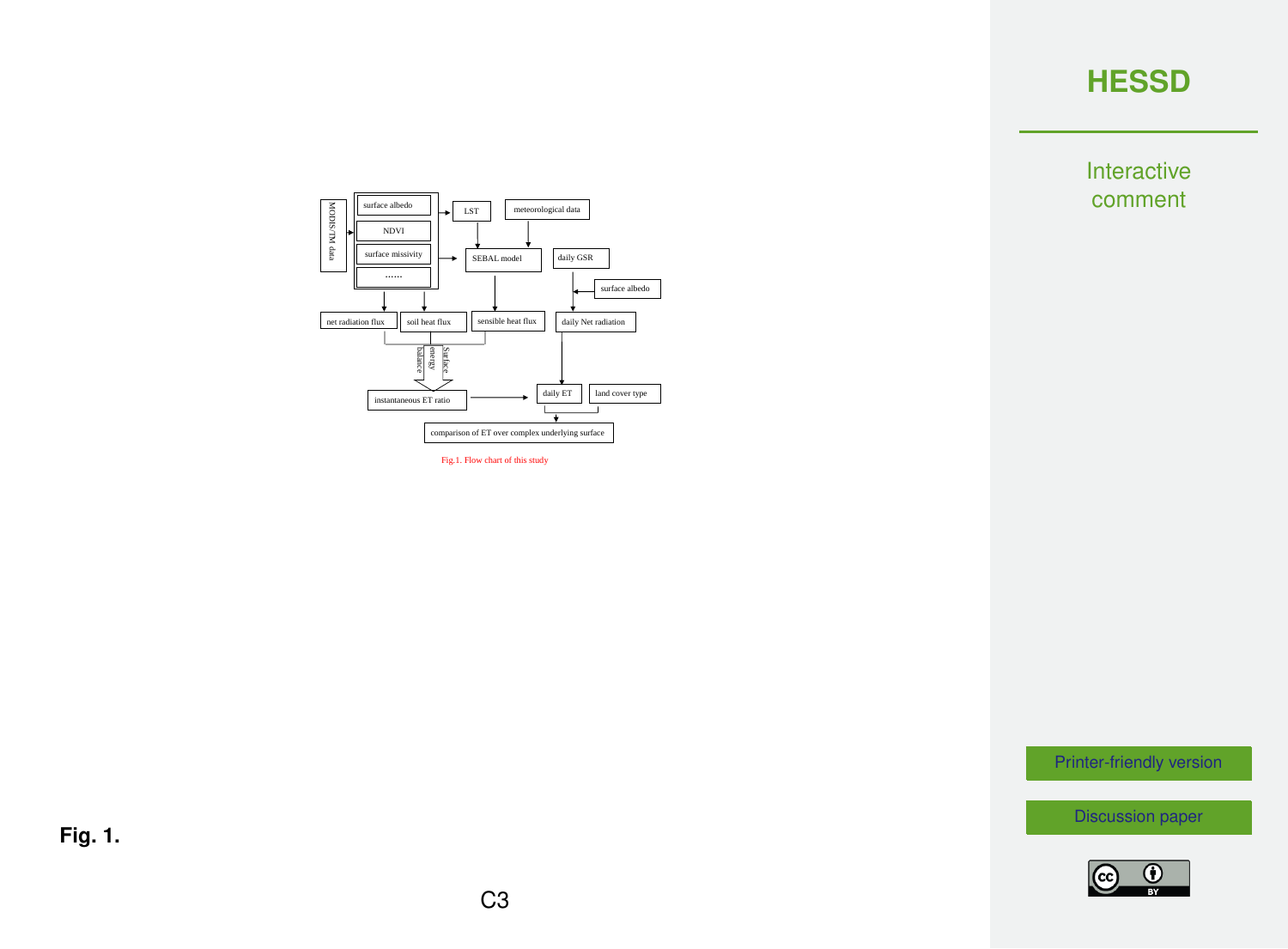Fig.1. Flow chart of this study

**Fig. 1.**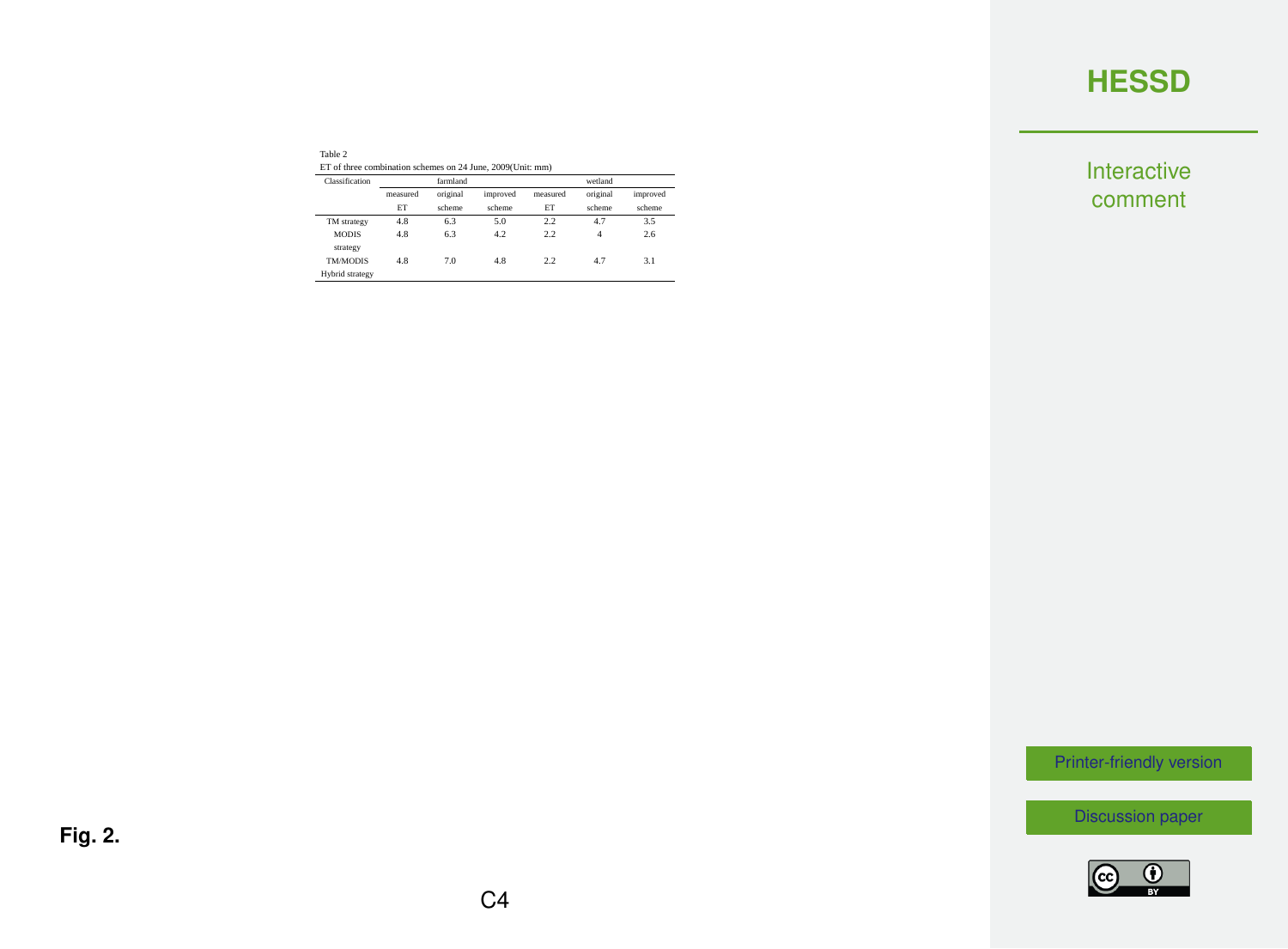Table 2

ET of three combination schemes on 24 June, 2009(Unit: mm)

| Classification | farmland | | | wetland | | |
|---|---|---|---|---|---|---|
| | measured ET | original scheme | improved scheme | measured ET | original scheme | improved scheme |
| TM strategy | 4.8 | 6.3 | 5.0 | 2.2 | 4.7 | 3.5 |
| MODIS strategy | 4.8 | 6.3 | 4.2 | 2.2 | 4 | 2.6 |
| TM/MODIS Hybrid strategy | 4.8 | 7.0 | 4.8 | 2.2 | 4.7 | 3.1 |

**Fig. 2.**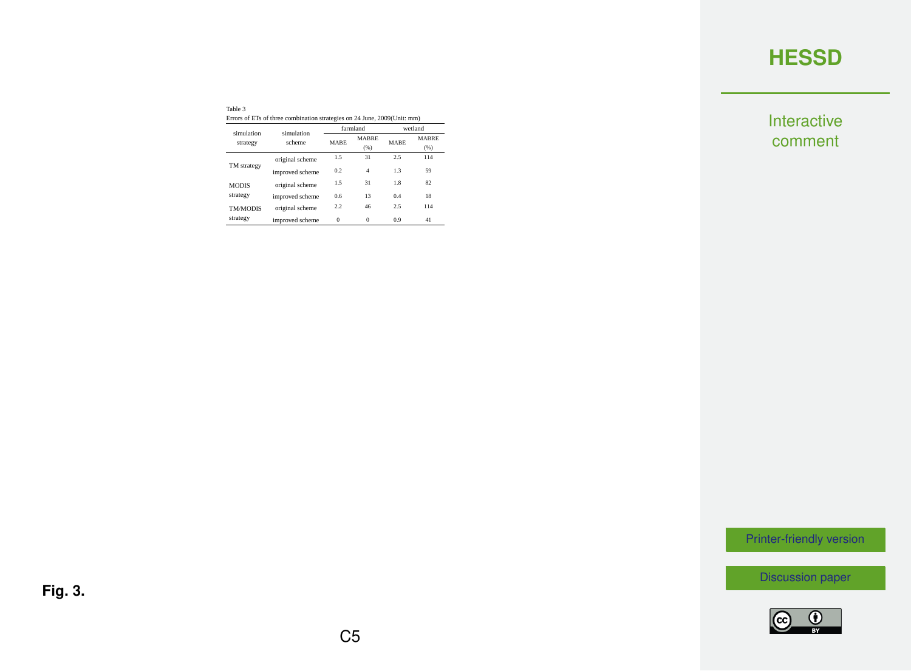Table 3

Errors of ETs of three combination strategies on 24 June, 2009(Unit: mm)

| simulation strategy | simulation scheme | farmland | | wetland | |
|---|---|---|---|---|---|
| | | MABE | MABRE (%) | MABE | MABRE (%) |
| TM strategy | original scheme | 1.5 | 31 | 2.5 | 114 |
| | improved scheme | 0.2 | 4 | 1.3 | 59 |
| MODIS strategy | original scheme | 1.5 | 31 | 1.8 | 82 |
| | improved scheme | 0.6 | 13 | 0.4 | 18 |
| TM/MODIS strategy | original scheme | 2.2 | 46 | 2.5 | 114 |
| | improved scheme | 0 | 0 | 0.9 | 41 |

**Fig. 3.**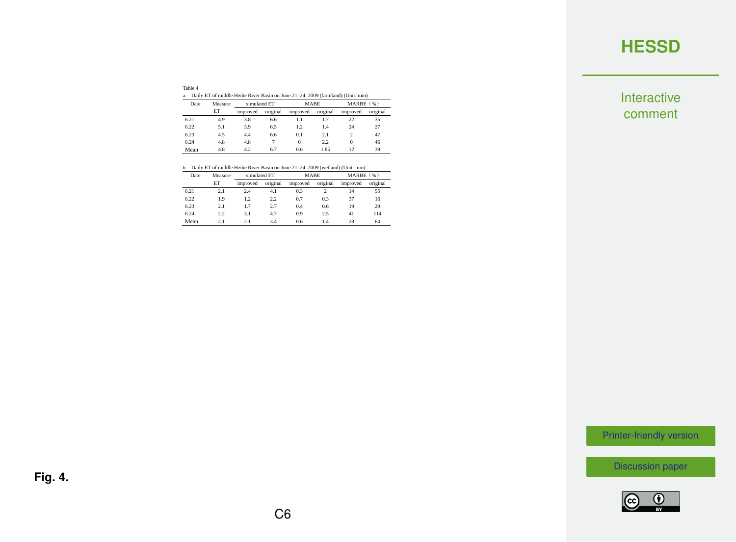Table 4

a. Daily ET of middle Heihe River Basin on June 21–24, 2009 (farmland) (Unit: mm)

| Date | Measure ET | simulated ET | | MABE | | MARBE（%） | |
|---|---|---|---|---|---|---|---|
| | | improved | original | improved | original | improved | original |
| 6.21 | 4.9 | 3.8 | 6.6 | 1.1 | 1.7 | 22 | 35 |
| 6.22 | 5.1 | 3.9 | 6.5 | 1.2 | 1.4 | 24 | 27 |
| 6.23 | 4.5 | 4.4 | 6.6 | 0.1 | 2.1 | 2 | 47 |
| 6.24 | 4.8 | 4.8 | 7 | 0 | 2.2 | 0 | 46 |
| Mean | 4.8 | 4.2 | 6.7 | 0.6 | 1.85 | 12 | 39 |

b. Daily ET of middle Heihe River Basin on June 21–24, 2009 (wetland) (Unit: mm)

| Date | Measure ET | simulated ET | | MABE | | MARBE（%） | |
|---|---|---|---|---|---|---|---|
| | | improved | original | improved | original | improved | original |
| 6.21 | 2.1 | 2.4 | 4.1 | 0.3 | 2 | 14 | 95 |
| 6.22 | 1.9 | 1.2 | 2.2 | 0.7 | 0.3 | 37 | 16 |
| 6.23 | 2.1 | 1.7 | 2.7 | 0.4 | 0.6 | 19 | 29 |
| 6.24 | 2.2 | 3.1 | 4.7 | 0.9 | 2.5 | 41 | 114 |
| Mean | 2.1 | 2.1 | 3.4 | 0.6 | 1.4 | 28 | 64 |

**Fig. 4.**